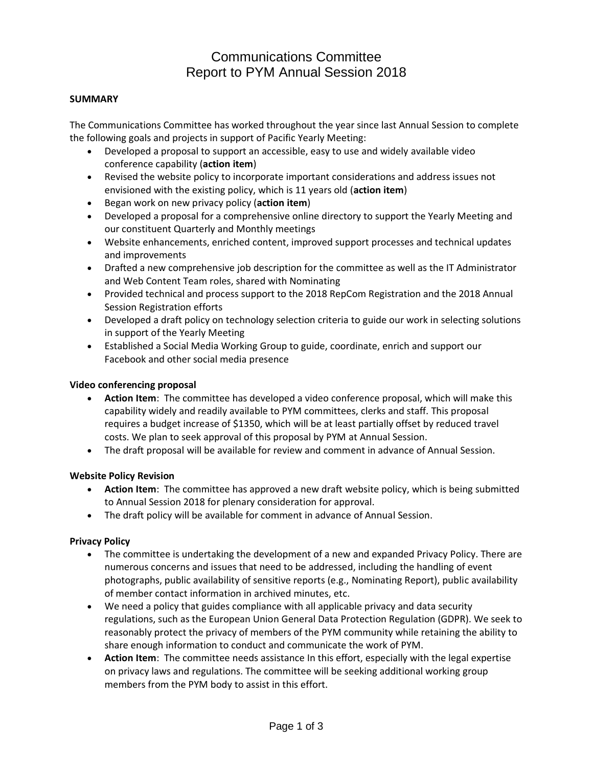# Communications Committee
# Report to PYM Annual Session 2018

**SUMMARY**

The Communications Committee has worked throughout the year since last Annual Session to complete the following goals and projects in support of Pacific Yearly Meeting:

- Developed a proposal to support an accessible, easy to use and widely available video conference capability (**action item**)
- Revised the website policy to incorporate important considerations and address issues not envisioned with the existing policy, which is 11 years old (**action item**)
- Began work on new privacy policy (**action item**)
- Developed a proposal for a comprehensive online directory to support the Yearly Meeting and our constituent Quarterly and Monthly meetings
- Website enhancements, enriched content, improved support processes and technical updates and improvements
- Drafted a new comprehensive job description for the committee as well as the IT Administrator and Web Content Team roles, shared with Nominating
- Provided technical and process support to the 2018 RepCom Registration and the 2018 Annual Session Registration efforts
- Developed a draft policy on technology selection criteria to guide our work in selecting solutions in support of the Yearly Meeting
- Established a Social Media Working Group to guide, coordinate, enrich and support our Facebook and other social media presence

**Video conferencing proposal**

- **Action Item**: The committee has developed a video conference proposal, which will make this capability widely and readily available to PYM committees, clerks and staff. This proposal requires a budget increase of $1350, which will be at least partially offset by reduced travel costs. We plan to seek approval of this proposal by PYM at Annual Session.
- The draft proposal will be available for review and comment in advance of Annual Session.

**Website Policy Revision**

- **Action Item**: The committee has approved a new draft website policy, which is being submitted to Annual Session 2018 for plenary consideration for approval.
- The draft policy will be available for comment in advance of Annual Session.

**Privacy Policy**

- The committee is undertaking the development of a new and expanded Privacy Policy. There are numerous concerns and issues that need to be addressed, including the handling of event photographs, public availability of sensitive reports (e.g., Nominating Report), public availability of member contact information in archived minutes, etc.
- We need a policy that guides compliance with all applicable privacy and data security regulations, such as the European Union General Data Protection Regulation (GDPR). We seek to reasonably protect the privacy of members of the PYM community while retaining the ability to share enough information to conduct and communicate the work of PYM.
- **Action Item**: The committee needs assistance In this effort, especially with the legal expertise on privacy laws and regulations. The committee will be seeking additional working group members from the PYM body to assist in this effort.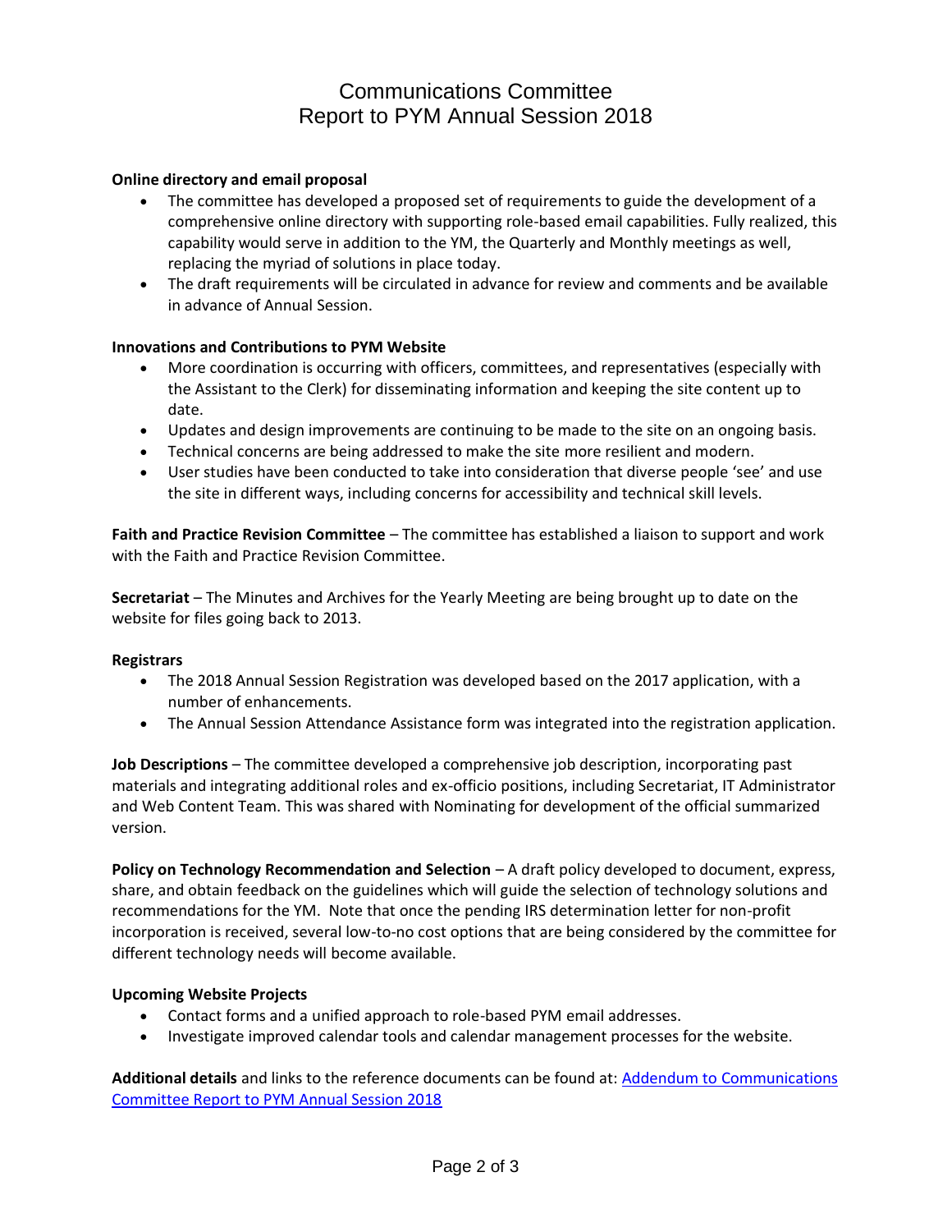# Communications Committee
# Report to PYM Annual Session 2018

**Online directory and email proposal**

- The committee has developed a proposed set of requirements to guide the development of a comprehensive online directory with supporting role-based email capabilities. Fully realized, this capability would serve in addition to the YM, the Quarterly and Monthly meetings as well, replacing the myriad of solutions in place today.
- The draft requirements will be circulated in advance for review and comments and be available in advance of Annual Session.

**Innovations and Contributions to PYM Website**

- More coordination is occurring with officers, committees, and representatives (especially with the Assistant to the Clerk) for disseminating information and keeping the site content up to date.
- Updates and design improvements are continuing to be made to the site on an ongoing basis.
- Technical concerns are being addressed to make the site more resilient and modern.
- User studies have been conducted to take into consideration that diverse people 'see' and use the site in different ways, including concerns for accessibility and technical skill levels.

**Faith and Practice Revision Committee** – The committee has established a liaison to support and work with the Faith and Practice Revision Committee.

**Secretariat** – The Minutes and Archives for the Yearly Meeting are being brought up to date on the website for files going back to 2013.

**Registrars**

- The 2018 Annual Session Registration was developed based on the 2017 application, with a number of enhancements.
- The Annual Session Attendance Assistance form was integrated into the registration application.

**Job Descriptions** – The committee developed a comprehensive job description, incorporating past materials and integrating additional roles and ex-officio positions, including Secretariat, IT Administrator and Web Content Team. This was shared with Nominating for development of the official summarized version.

**Policy on Technology Recommendation and Selection** – A draft policy developed to document, express, share, and obtain feedback on the guidelines which will guide the selection of technology solutions and recommendations for the YM. Note that once the pending IRS determination letter for non-profit incorporation is received, several low-to-no cost options that are being considered by the committee for different technology needs will become available.

**Upcoming Website Projects**

- Contact forms and a unified approach to role-based PYM email addresses.
- Investigate improved calendar tools and calendar management processes for the website.

**Additional details** and links to the reference documents can be found at: Addendum to Communications Committee Report to PYM Annual Session 2018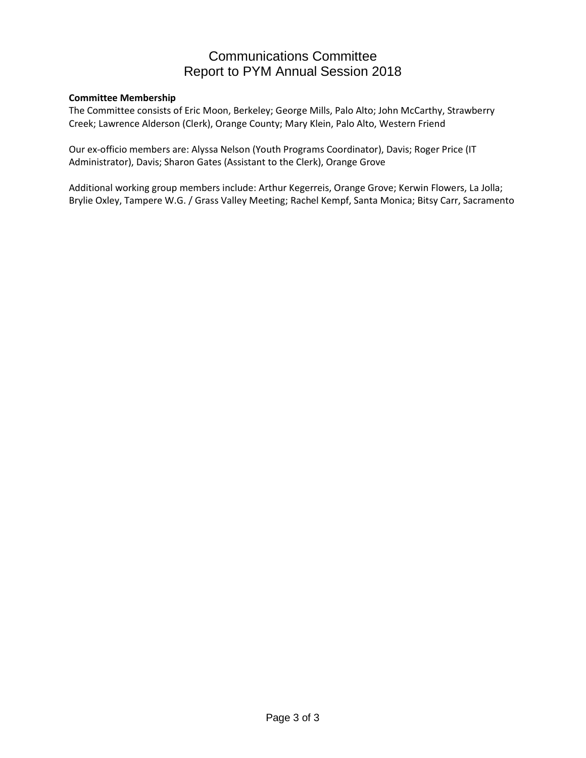# Communications Committee
## Report to PYM Annual Session 2018

**Committee Membership**

The Committee consists of Eric Moon, Berkeley; George Mills, Palo Alto; John McCarthy, Strawberry Creek; Lawrence Alderson (Clerk), Orange County; Mary Klein, Palo Alto, Western Friend

Our ex-officio members are: Alyssa Nelson (Youth Programs Coordinator), Davis; Roger Price (IT Administrator), Davis; Sharon Gates (Assistant to the Clerk), Orange Grove

Additional working group members include: Arthur Kegerreis, Orange Grove; Kerwin Flowers, La Jolla; Brylie Oxley, Tampere W.G. / Grass Valley Meeting; Rachel Kempf, Santa Monica; Bitsy Carr, Sacramento